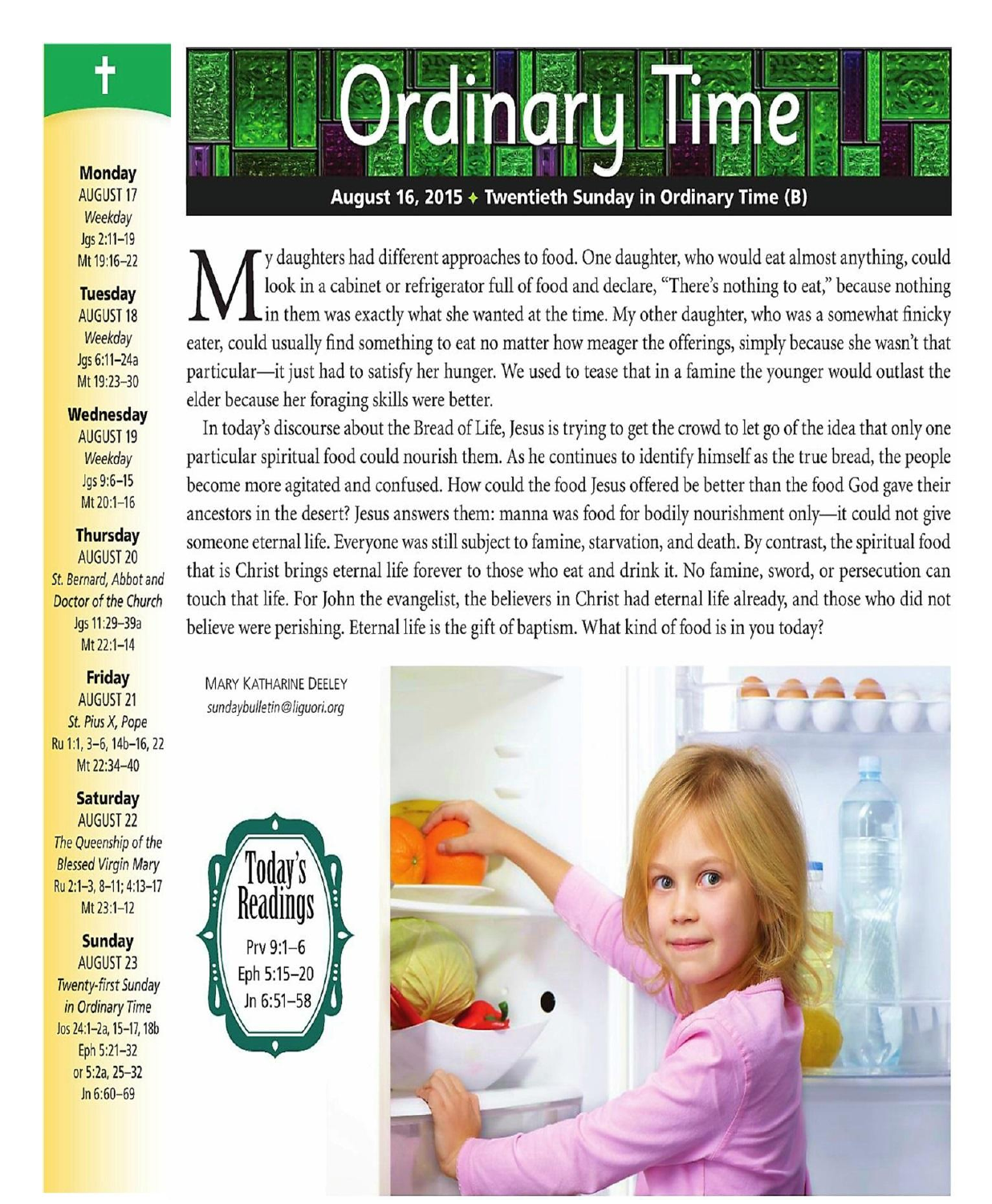# Ordinary Time

**August 16, 2015 ✦ Twentieth Sunday in Ordinary Time (B)**

My daughters had different approaches to food. One daughter, who would eat almost anything, could look in a cabinet or refrigerator full of food and declare, "There's nothing to eat," because nothing in them was exactly what she wanted at the time. My other daughter, who was a somewhat finicky eater, could usually find something to eat no matter how meager the offerings, simply because she wasn't that particular—it just had to satisfy her hunger. We used to tease that in a famine the younger would outlast the elder because her foraging skills were better.

In today's discourse about the Bread of Life, Jesus is trying to get the crowd to let go of the idea that only one particular spiritual food could nourish them. As he continues to identify himself as the true bread, the people become more agitated and confused. How could the food Jesus offered be better than the food God gave their ancestors in the desert? Jesus answers them: manna was food for bodily nourishment only—it could not give someone eternal life. Everyone was still subject to famine, starvation, and death. By contrast, the spiritual food that is Christ brings eternal life forever to those who eat and drink it. No famine, sword, or persecution can touch that life. For John the evangelist, the believers in Christ had eternal life already, and those who did not believe were perishing. Eternal life is the gift of baptism. What kind of food is in you today?

MARY KATHARINE DEELEY
*sundaybulletin@liguori.org*

## Today's Readings

Prv 9:1–6
Eph 5:15–20
Jn 6:51–58

---

**Monday**
AUGUST 17
*Weekday*
Jgs 2:11–19
Mt 19:16–22

**Tuesday**
AUGUST 18
*Weekday*
Jgs 6:11–24a
Mt 19:23–30

**Wednesday**
AUGUST 19
*Weekday*
Jgs 9:6–15
Mt 20:1–16

**Thursday**
AUGUST 20
*St. Bernard, Abbot and Doctor of the Church*
Jgs 11:29–39a
Mt 22:1–14

**Friday**
AUGUST 21
*St. Pius X, Pope*
Ru 1:1, 3–6, 14b–16, 22
Mt 22:34–40

**Saturday**
AUGUST 22
*The Queenship of the Blessed Virgin Mary*
Ru 2:1–3, 8–11; 4:13–17
Mt 23:1–12

**Sunday**
AUGUST 23
*Twenty-first Sunday in Ordinary Time*
Jos 24:1–2a, 15–17, 18b
Eph 5:21–32
or 5:2a, 25–32
Jn 6:60–69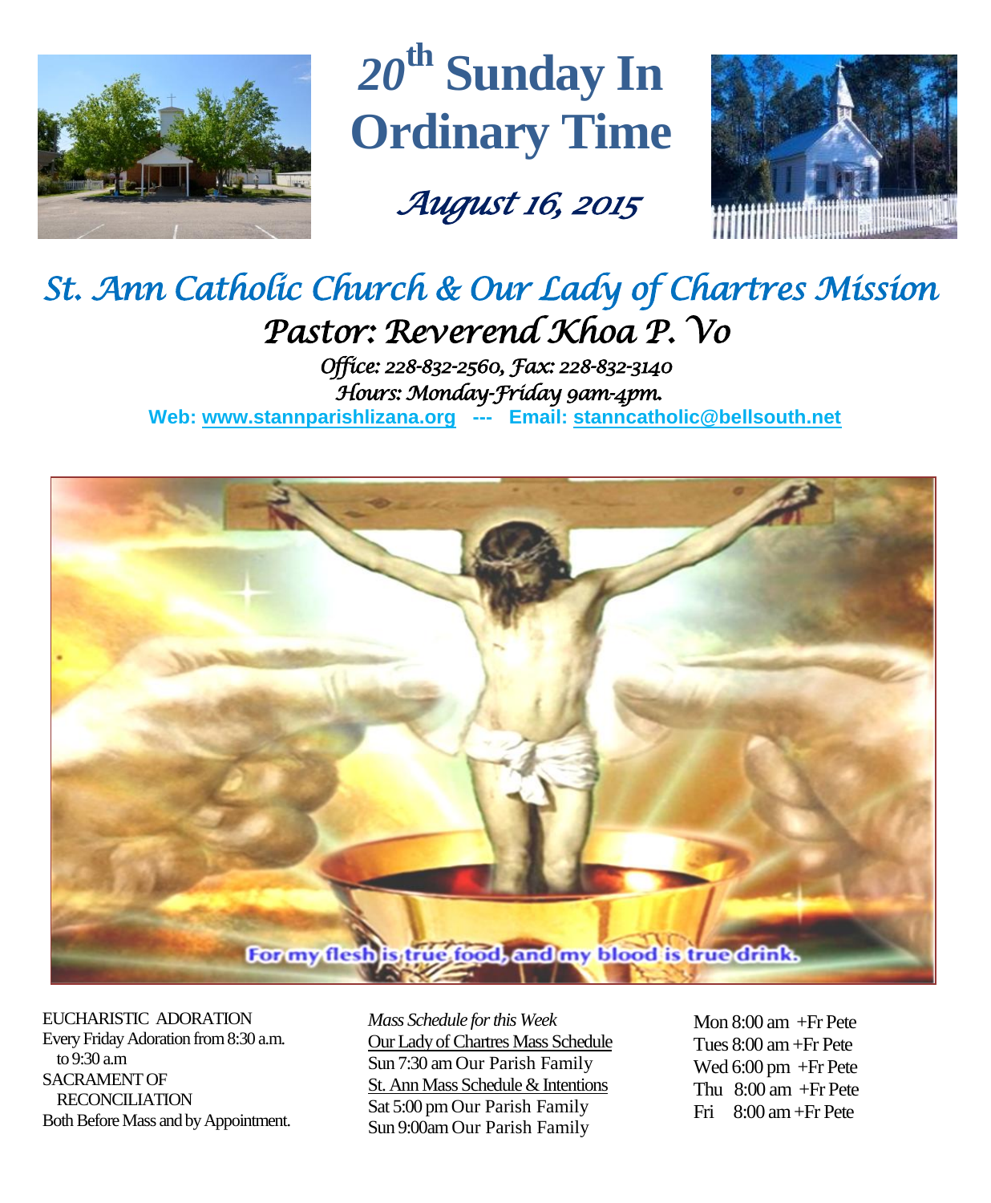# 20th Sunday In Ordinary Time

*August 16, 2015*

## *St. Ann Catholic Church & Our Lady of Chartres Mission*

### *Pastor: Reverend Khoa P. Vo*

*Office: 228-832-2560, Fax: 228-832-3140*
*Hours: Monday-Friday 9am-4pm.*

**Web: www.stannparishlizana.org --- Email: stanncatholic@bellsouth.net**

For my flesh is true food, and my blood is true drink.

EUCHARISTIC ADORATION
Every Friday Adoration from 8:30 a.m. to 9:30 a.m
SACRAMENT OF RECONCILIATION
Both Before Mass and by Appointment.

*Mass Schedule for this Week*

Our Lady of Chartres Mass Schedule
Sun 7:30 am Our Parish Family

St. Ann Mass Schedule & Intentions
Sat 5:00 pm Our Parish Family
Sun 9:00am Our Parish Family

Mon 8:00 am +Fr Pete
Tues 8:00 am +Fr Pete
Wed 6:00 pm +Fr Pete
Thu 8:00 am +Fr Pete
Fri 8:00 am +Fr Pete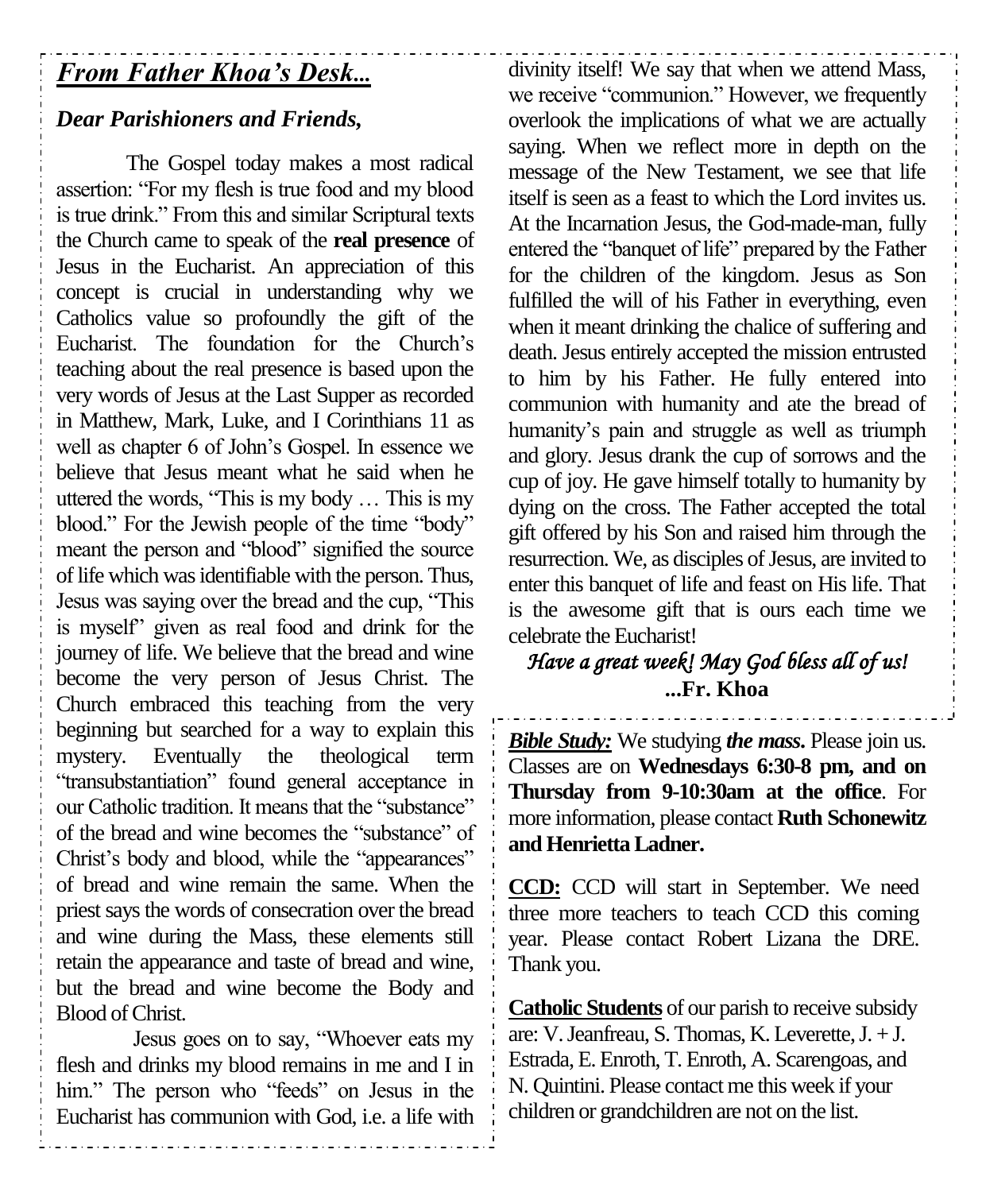## *From Father Khoa's Desk...*

***Dear Parishioners and Friends,***

The Gospel today makes a most radical assertion: "For my flesh is true food and my blood is true drink." From this and similar Scriptural texts the Church came to speak of the **real presence** of Jesus in the Eucharist. An appreciation of this concept is crucial in understanding why we Catholics value so profoundly the gift of the Eucharist. The foundation for the Church's teaching about the real presence is based upon the very words of Jesus at the Last Supper as recorded in Matthew, Mark, Luke, and I Corinthians 11 as well as chapter 6 of John's Gospel. In essence we believe that Jesus meant what he said when he uttered the words, "This is my body … This is my blood." For the Jewish people of the time "body" meant the person and "blood" signified the source of life which was identifiable with the person. Thus, Jesus was saying over the bread and the cup, "This is myself" given as real food and drink for the journey of life. We believe that the bread and wine become the very person of Jesus Christ. The Church embraced this teaching from the very beginning but searched for a way to explain this mystery. Eventually the theological term "transubstantiation" found general acceptance in our Catholic tradition. It means that the "substance" of the bread and wine becomes the "substance" of Christ's body and blood, while the "appearances" of bread and wine remain the same. When the priest says the words of consecration over the bread and wine during the Mass, these elements still retain the appearance and taste of bread and wine, but the bread and wine become the Body and Blood of Christ.

Jesus goes on to say, "Whoever eats my flesh and drinks my blood remains in me and I in him." The person who "feeds" on Jesus in the Eucharist has communion with God, i.e. a life with divinity itself! We say that when we attend Mass, we receive "communion." However, we frequently overlook the implications of what we are actually saying. When we reflect more in depth on the message of the New Testament, we see that life itself is seen as a feast to which the Lord invites us. At the Incarnation Jesus, the God-made-man, fully entered the "banquet of life" prepared by the Father for the children of the kingdom. Jesus as Son fulfilled the will of his Father in everything, even when it meant drinking the chalice of suffering and death. Jesus entirely accepted the mission entrusted to him by his Father. He fully entered into communion with humanity and ate the bread of humanity's pain and struggle as well as triumph and glory. Jesus drank the cup of sorrows and the cup of joy. He gave himself totally to humanity by dying on the cross. The Father accepted the total gift offered by his Son and raised him through the resurrection. We, as disciples of Jesus, are invited to enter this banquet of life and feast on His life. That is the awesome gift that is ours each time we celebrate the Eucharist!

*Have a great week! May God bless all of us!*

**...Fr. Khoa**

***Bible Study:*** We studying ***the mass*.** Please join us. Classes are on **Wednesdays 6:30-8 pm, and on Thursday from 9-10:30am at the office**. For more information, please contact **Ruth Schonewitz and Henrietta Ladner.**

**CCD:** CCD will start in September. We need three more teachers to teach CCD this coming year. Please contact Robert Lizana the DRE. Thank you.

**Catholic Students** of our parish to receive subsidy are: V. Jeanfreau, S. Thomas, K. Leverette, J. + J. Estrada, E. Enroth, T. Enroth, A. Scarengoas, and N. Quintini. Please contact me this week if your children or grandchildren are not on the list.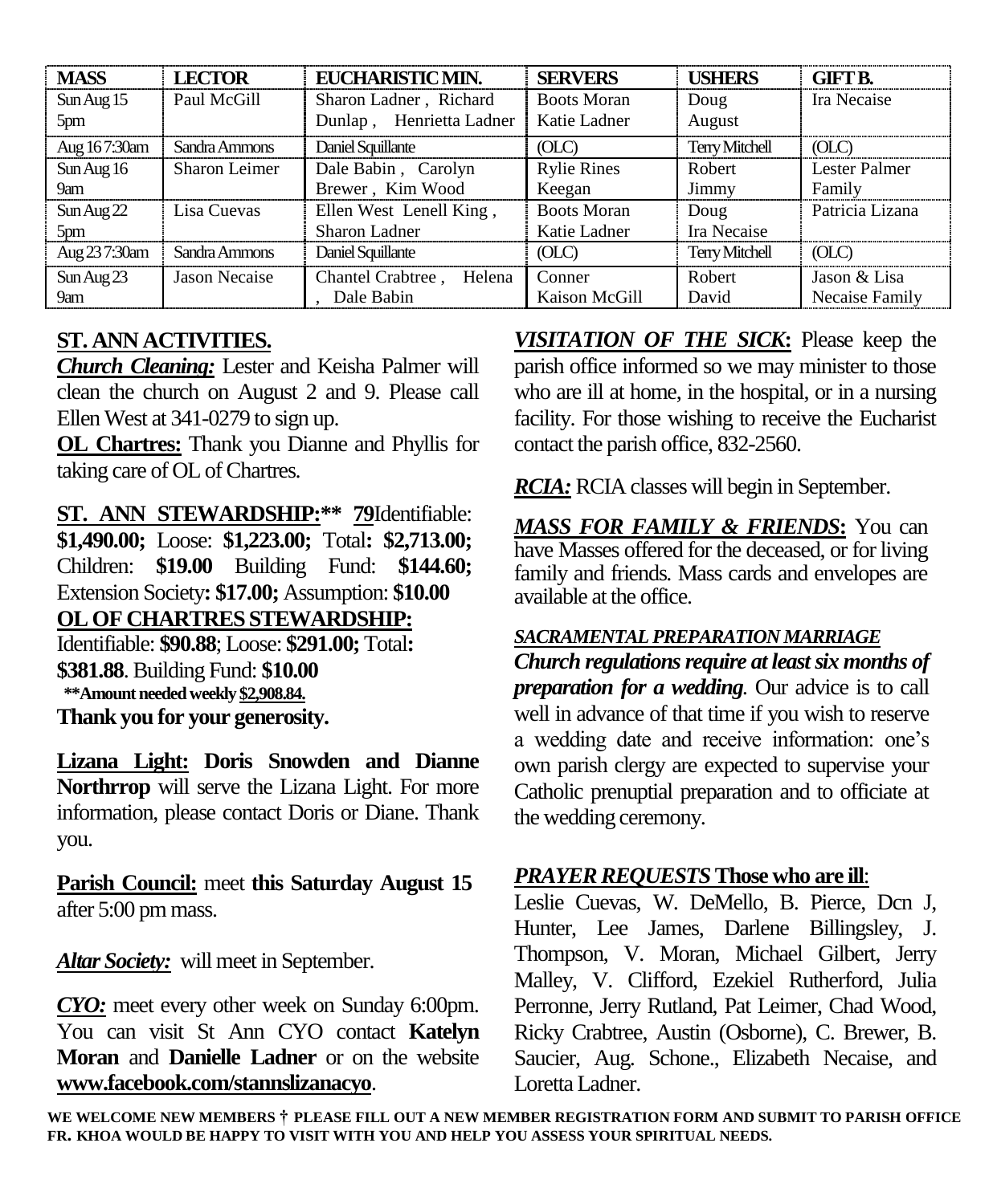| MASS | LECTOR | EUCHARISTIC MIN. | SERVERS | USHERS | GIFT B. |
|---|---|---|---|---|---|
| Sun Aug 15 5pm | Paul McGill | Sharon Ladner , Richard Dunlap , Henrietta Ladner | Boots Moran Katie Ladner | Doug August | Ira Necaise |
| Aug 16 7:30am | Sandra Ammons | Daniel Squillante | (OLC) | Terry Mitchell | (OLC) |
| Sun Aug 16 9am | Sharon Leimer | Dale Babin , Carolyn Brewer , Kim Wood | Rylie Rines Keegan | Robert Jimmy | Lester Palmer Family |
| Sun Aug 22 5pm | Lisa Cuevas | Ellen West Lenell King , Sharon Ladner | Boots Moran Katie Ladner | Doug Ira Necaise | Patricia Lizana |
| Aug 23 7:30am | Sandra Ammons | Daniel Squillante | (OLC) | Terry Mitchell | (OLC) |
| Sun Aug 23 9am | Jason Necaise | Chantel Crabtree , Helena , Dale Babin | Conner Kaison McGill | Robert David | Jason & Lisa Necaise Family |

## ST. ANN ACTIVITIES.

***Church Cleaning:*** Lester and Keisha Palmer will clean the church on August 2 and 9. Please call Ellen West at 341-0279 to sign up.

**OL Chartres:** Thank you Dianne and Phyllis for taking care of OL of Chartres.

**ST. ANN STEWARDSHIP:\*\* 79**Identifiable: **$1,490.00;** Loose: **$1,223.00;** Total**: $2,713.00;** Children: **$19.00** Building Fund: **$144.60;** Extension Society**: $17.00;** Assumption: **$10.00**

**OL OF CHARTRES STEWARDSHIP:**

Identifiable: **$90.88**; Loose: **$291.00;** Total**: $381.88**. Building Fund: **$10.00**

**\*\*Amount needed weekly $2,908.84.**

**Thank you for your generosity.**

**Lizana Light: Doris Snowden and Dianne Northrrop** will serve the Lizana Light. For more information, please contact Doris or Diane. Thank you.

**Parish Council:** meet **this Saturday August 15** after 5:00 pm mass.

***Altar Society:*** will meet in September.

***CYO:*** meet every other week on Sunday 6:00pm. You can visit St Ann CYO contact **Katelyn Moran** and **Danielle Ladner** or on the website **www.facebook.com/stannslizanacyo**.

***VISITATION OF THE SICK*:** Please keep the parish office informed so we may minister to those who are ill at home, in the hospital, or in a nursing facility. For those wishing to receive the Eucharist contact the parish office, 832-2560.

***RCIA:*** RCIA classes will begin in September.

***MASS FOR FAMILY & FRIENDS*:** You can have Masses offered for the deceased, or for living family and friends. Mass cards and envelopes are available at the office.

***SACRAMENTAL PREPARATION MARRIAGE***

***Church regulations require at least six months of preparation for a wedding***. Our advice is to call well in advance of that time if you wish to reserve a wedding date and receive information: one's own parish clergy are expected to supervise your Catholic prenuptial preparation and to officiate at the wedding ceremony.

***PRAYER REQUESTS* Those who are ill**:

Leslie Cuevas, W. DeMello, B. Pierce, Dcn J, Hunter, Lee James, Darlene Billingsley, J. Thompson, V. Moran, Michael Gilbert, Jerry Malley, V. Clifford, Ezekiel Rutherford, Julia Perronne, Jerry Rutland, Pat Leimer, Chad Wood, Ricky Crabtree, Austin (Osborne), C. Brewer, B. Saucier, Aug. Schone., Elizabeth Necaise, and Loretta Ladner.

**WE WELCOME NEW MEMBERS † PLEASE FILL OUT A NEW MEMBER REGISTRATION FORM AND SUBMIT TO PARISH OFFICE FR. KHOA WOULD BE HAPPY TO VISIT WITH YOU AND HELP YOU ASSESS YOUR SPIRITUAL NEEDS.**